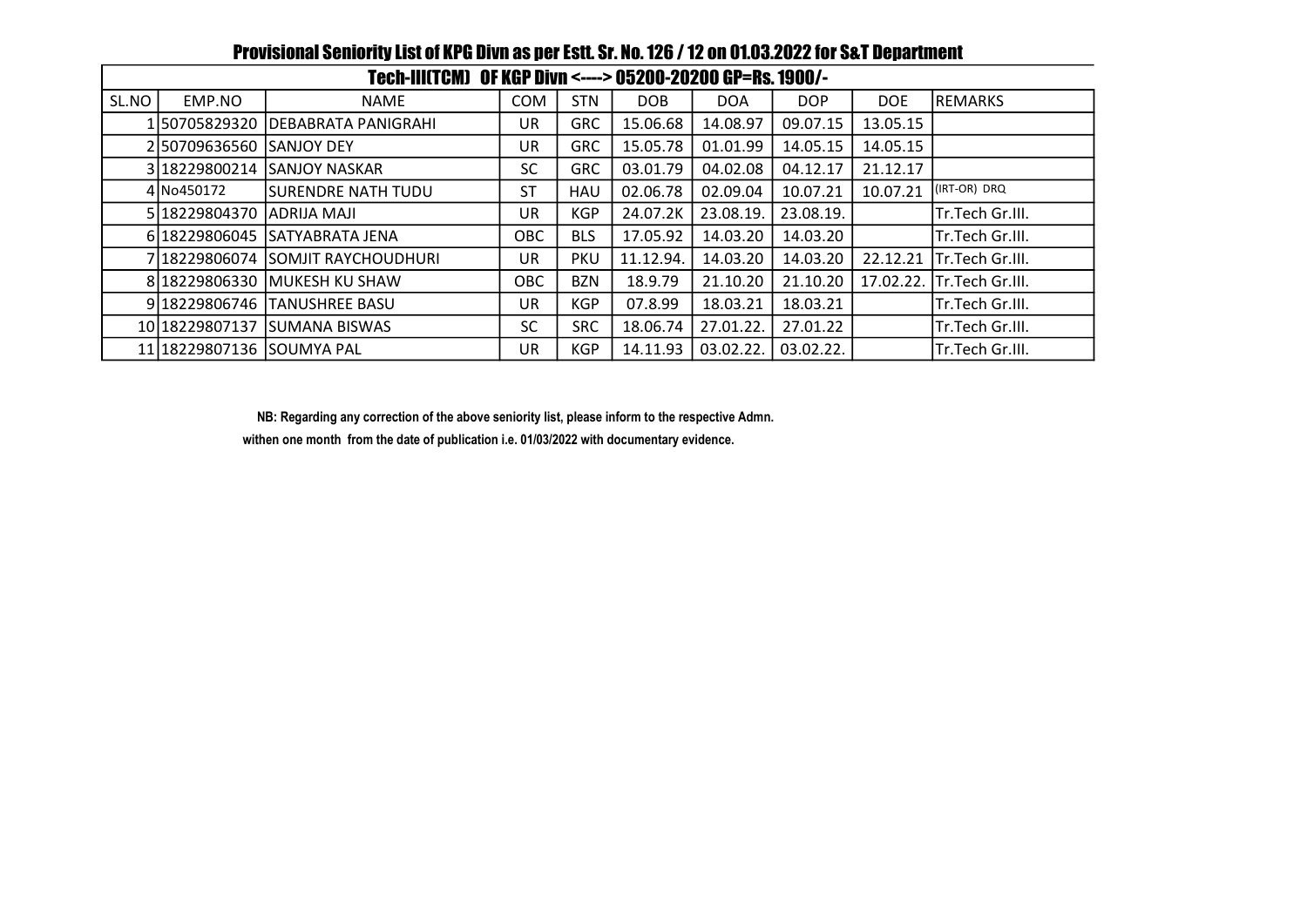# Provisional Seniority List of KPG Divn as per Estt. Sr. No. 126 / 12 on 01.03.2022 for S&T Department

## Tech-III(TCM) OF KGP Divn <----> 05200-20200 GP=Rs. 1900/-

| SL.NO | EMP.NO | NAME | COM | STN | DOB | DOA | DOP | DOE | REMARKS |
|---|---|---|---|---|---|---|---|---|---|
| 1 | 50705829320 | DEBABRATA PANIGRAHI | UR | GRC | 15.06.68 | 14.08.97 | 09.07.15 | 13.05.15 | |
| 2 | 50709636560 | SANJOY DEY | UR | GRC | 15.05.78 | 01.01.99 | 14.05.15 | 14.05.15 | |
| 3 | 18229800214 | SANJOY NASKAR | SC | GRC | 03.01.79 | 04.02.08 | 04.12.17 | 21.12.17 | |
| 4 | No450172 | SURENDRE NATH TUDU | ST | HAU | 02.06.78 | 02.09.04 | 10.07.21 | 10.07.21 | (IRT-OR) DRQ |
| 5 | 18229804370 | ADRIJA MAJI | UR | KGP | 24.07.2K | 23.08.19. | 23.08.19. | | Tr.Tech Gr.III. |
| 6 | 18229806045 | SATYABRATA JENA | OBC | BLS | 17.05.92 | 14.03.20 | 14.03.20 | | Tr.Tech Gr.III. |
| 7 | 18229806074 | SOMJIT RAYCHOUDHURI | UR | PKU | 11.12.94. | 14.03.20 | 14.03.20 | 22.12.21 | Tr.Tech Gr.III. |
| 8 | 18229806330 | MUKESH KU SHAW | OBC | BZN | 18.9.79 | 21.10.20 | 21.10.20 | 17.02.22. | Tr.Tech Gr.III. |
| 9 | 18229806746 | TANUSHREE BASU | UR | KGP | 07.8.99 | 18.03.21 | 18.03.21 | | Tr.Tech Gr.III. |
| 10 | 18229807137 | SUMANA BISWAS | SC | SRC | 18.06.74 | 27.01.22. | 27.01.22 | | Tr.Tech Gr.III. |
| 11 | 18229807136 | SOUMYA PAL | UR | KGP | 14.11.93 | 03.02.22. | 03.02.22. | | Tr.Tech Gr.III. |

**NB: Regarding any correction of the above seniority list, please inform to the respective Admn. withen one month from the date of publication i.e. 01/03/2022 with documentary evidence.**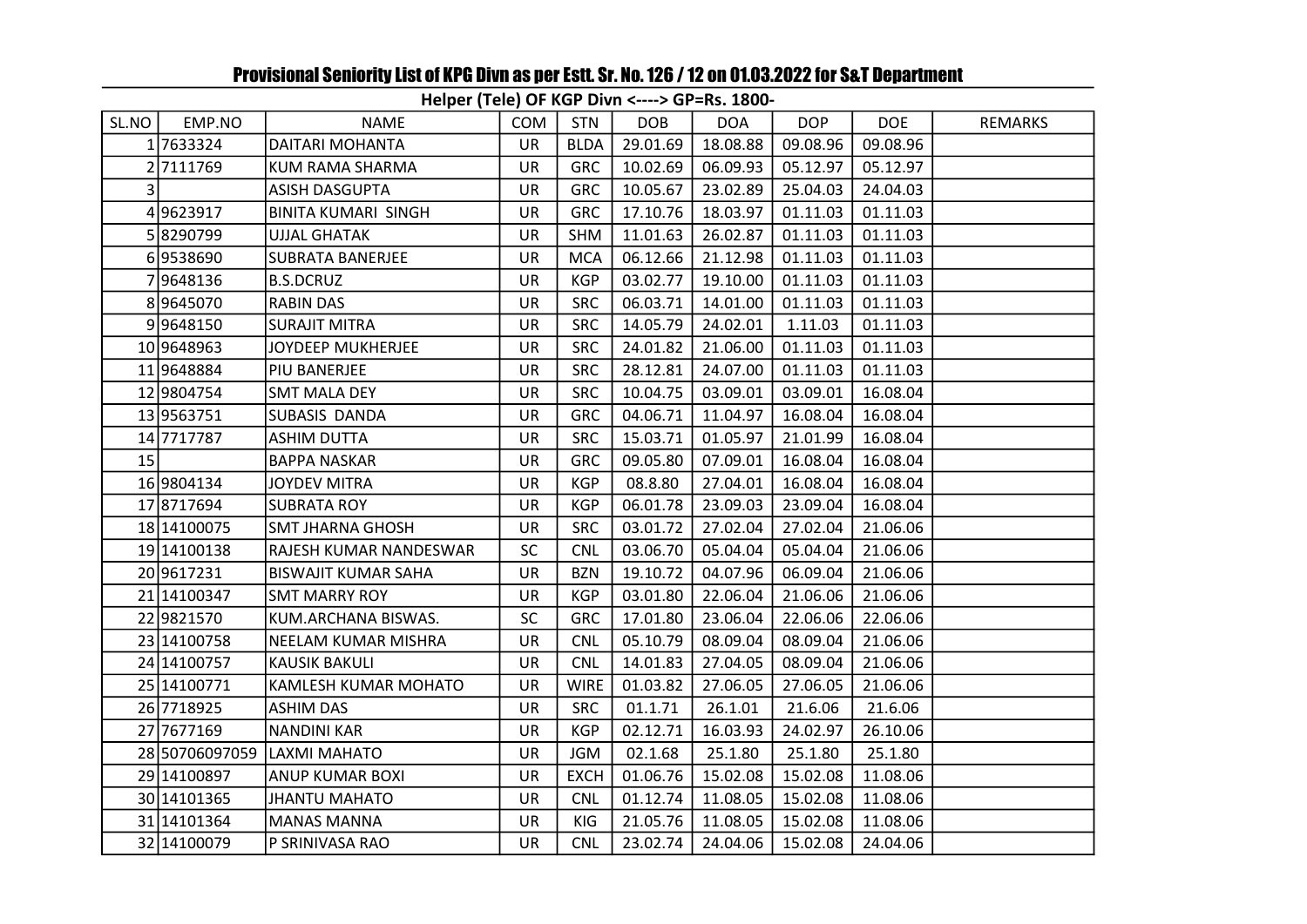# Provisional Seniority List of KPG Divn as per Estt. Sr. No. 126 / 12 on 01.03.2022 for S&T Department

## Helper (Tele) OF KGP Divn <----> GP=Rs. 1800-

| SL.NO | EMP.NO | NAME | COM | STN | DOB | DOA | DOP | DOE | REMARKS |
|---|---|---|---|---|---|---|---|---|---|
| 1 | 7633324 | DAITARI MOHANTA | UR | BLDA | 29.01.69 | 18.08.88 | 09.08.96 | 09.08.96 | |
| 2 | 7111769 | KUM RAMA SHARMA | UR | GRC | 10.02.69 | 06.09.93 | 05.12.97 | 05.12.97 | |
| 3 | | ASISH DASGUPTA | UR | GRC | 10.05.67 | 23.02.89 | 25.04.03 | 24.04.03 | |
| 4 | 9623917 | BINITA KUMARI SINGH | UR | GRC | 17.10.76 | 18.03.97 | 01.11.03 | 01.11.03 | |
| 5 | 8290799 | UJJAL GHATAK | UR | SHM | 11.01.63 | 26.02.87 | 01.11.03 | 01.11.03 | |
| 6 | 9538690 | SUBRATA BANERJEE | UR | MCA | 06.12.66 | 21.12.98 | 01.11.03 | 01.11.03 | |
| 7 | 9648136 | B.S.DCRUZ | UR | KGP | 03.02.77 | 19.10.00 | 01.11.03 | 01.11.03 | |
| 8 | 9645070 | RABIN DAS | UR | SRC | 06.03.71 | 14.01.00 | 01.11.03 | 01.11.03 | |
| 9 | 9648150 | SURAJIT MITRA | UR | SRC | 14.05.79 | 24.02.01 | 1.11.03 | 01.11.03 | |
| 10 | 9648963 | JOYDEEP MUKHERJEE | UR | SRC | 24.01.82 | 21.06.00 | 01.11.03 | 01.11.03 | |
| 11 | 9648884 | PIU BANERJEE | UR | SRC | 28.12.81 | 24.07.00 | 01.11.03 | 01.11.03 | |
| 12 | 9804754 | SMT MALA DEY | UR | SRC | 10.04.75 | 03.09.01 | 03.09.01 | 16.08.04 | |
| 13 | 9563751 | SUBASIS DANDA | UR | GRC | 04.06.71 | 11.04.97 | 16.08.04 | 16.08.04 | |
| 14 | 7717787 | ASHIM DUTTA | UR | SRC | 15.03.71 | 01.05.97 | 21.01.99 | 16.08.04 | |
| 15 | | BAPPA NASKAR | UR | GRC | 09.05.80 | 07.09.01 | 16.08.04 | 16.08.04 | |
| 16 | 9804134 | JOYDEV MITRA | UR | KGP | 08.8.80 | 27.04.01 | 16.08.04 | 16.08.04 | |
| 17 | 8717694 | SUBRATA ROY | UR | KGP | 06.01.78 | 23.09.03 | 23.09.04 | 16.08.04 | |
| 18 | 14100075 | SMT JHARNA GHOSH | UR | SRC | 03.01.72 | 27.02.04 | 27.02.04 | 21.06.06 | |
| 19 | 14100138 | RAJESH KUMAR NANDESWAR | SC | CNL | 03.06.70 | 05.04.04 | 05.04.04 | 21.06.06 | |
| 20 | 9617231 | BISWAJIT KUMAR SAHA | UR | BZN | 19.10.72 | 04.07.96 | 06.09.04 | 21.06.06 | |
| 21 | 14100347 | SMT MARRY ROY | UR | KGP | 03.01.80 | 22.06.04 | 21.06.06 | 21.06.06 | |
| 22 | 9821570 | KUM.ARCHANA BISWAS. | SC | GRC | 17.01.80 | 23.06.04 | 22.06.06 | 22.06.06 | |
| 23 | 14100758 | NEELAM KUMAR MISHRA | UR | CNL | 05.10.79 | 08.09.04 | 08.09.04 | 21.06.06 | |
| 24 | 14100757 | KAUSIK BAKULI | UR | CNL | 14.01.83 | 27.04.05 | 08.09.04 | 21.06.06 | |
| 25 | 14100771 | KAMLESH KUMAR MOHATO | UR | WIRE | 01.03.82 | 27.06.05 | 27.06.05 | 21.06.06 | |
| 26 | 7718925 | ASHIM DAS | UR | SRC | 01.1.71 | 26.1.01 | 21.6.06 | 21.6.06 | |
| 27 | 7677169 | NANDINI KAR | UR | KGP | 02.12.71 | 16.03.93 | 24.02.97 | 26.10.06 | |
| 28 | 50706097059 | LAXMI MAHATO | UR | JGM | 02.1.68 | 25.1.80 | 25.1.80 | 25.1.80 | |
| 29 | 14100897 | ANUP KUMAR BOXI | UR | EXCH | 01.06.76 | 15.02.08 | 15.02.08 | 11.08.06 | |
| 30 | 14101365 | JHANTU MAHATO | UR | CNL | 01.12.74 | 11.08.05 | 15.02.08 | 11.08.06 | |
| 31 | 14101364 | MANAS MANNA | UR | KIG | 21.05.76 | 11.08.05 | 15.02.08 | 11.08.06 | |
| 32 | 14100079 | P SRINIVASA RAO | UR | CNL | 23.02.74 | 24.04.06 | 15.02.08 | 24.04.06 | |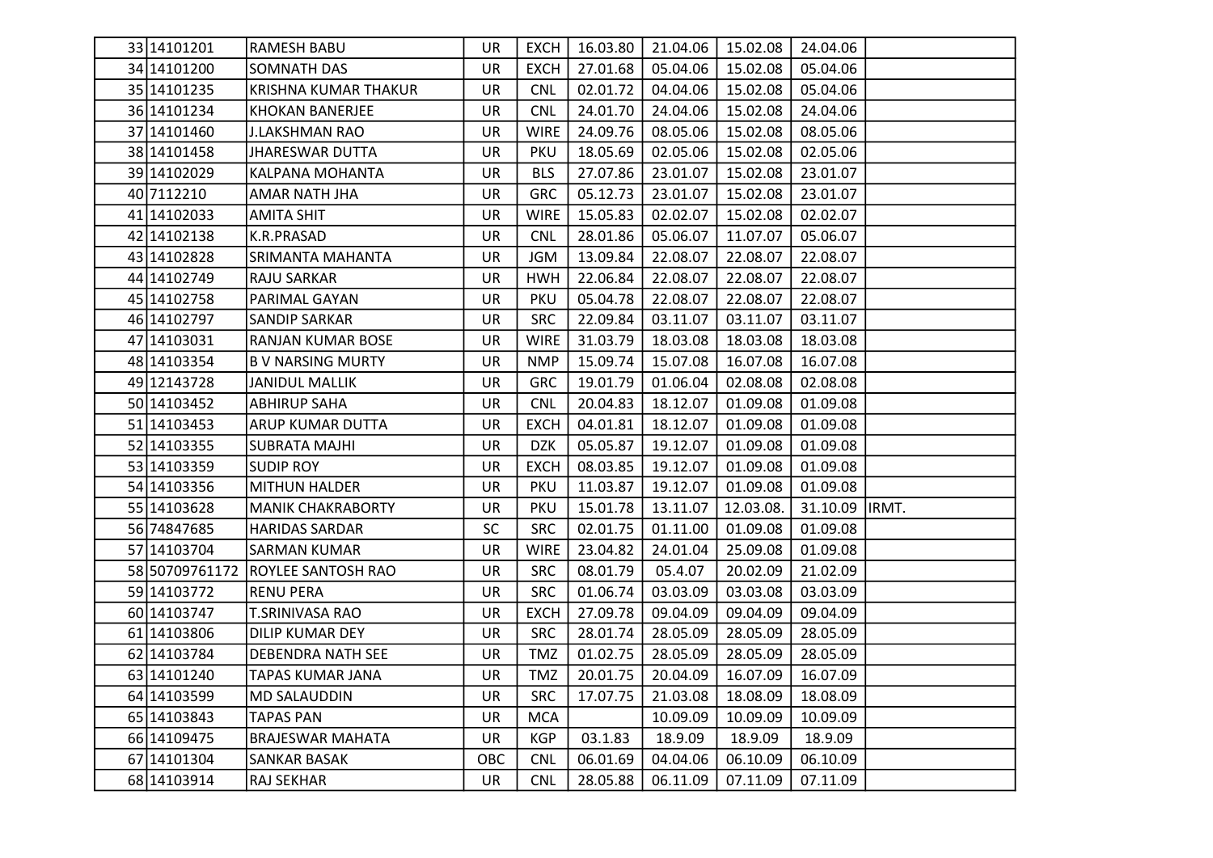| | | | | | | | | | |
|---|---|---|---|---|---|---|---|---|---|
| 33 | 14101201 | RAMESH BABU | UR | EXCH | 16.03.80 | 21.04.06 | 15.02.08 | 24.04.06 | |
| 34 | 14101200 | SOMNATH DAS | UR | EXCH | 27.01.68 | 05.04.06 | 15.02.08 | 05.04.06 | |
| 35 | 14101235 | KRISHNA KUMAR THAKUR | UR | CNL | 02.01.72 | 04.04.06 | 15.02.08 | 05.04.06 | |
| 36 | 14101234 | KHOKAN BANERJEE | UR | CNL | 24.01.70 | 24.04.06 | 15.02.08 | 24.04.06 | |
| 37 | 14101460 | J.LAKSHMAN RAO | UR | WIRE | 24.09.76 | 08.05.06 | 15.02.08 | 08.05.06 | |
| 38 | 14101458 | JHARESWAR DUTTA | UR | PKU | 18.05.69 | 02.05.06 | 15.02.08 | 02.05.06 | |
| 39 | 14102029 | KALPANA MOHANTA | UR | BLS | 27.07.86 | 23.01.07 | 15.02.08 | 23.01.07 | |
| 40 | 7112210 | AMAR NATH JHA | UR | GRC | 05.12.73 | 23.01.07 | 15.02.08 | 23.01.07 | |
| 41 | 14102033 | AMITA SHIT | UR | WIRE | 15.05.83 | 02.02.07 | 15.02.08 | 02.02.07 | |
| 42 | 14102138 | K.R.PRASAD | UR | CNL | 28.01.86 | 05.06.07 | 11.07.07 | 05.06.07 | |
| 43 | 14102828 | SRIMANTA MAHANTA | UR | JGM | 13.09.84 | 22.08.07 | 22.08.07 | 22.08.07 | |
| 44 | 14102749 | RAJU SARKAR | UR | HWH | 22.06.84 | 22.08.07 | 22.08.07 | 22.08.07 | |
| 45 | 14102758 | PARIMAL GAYAN | UR | PKU | 05.04.78 | 22.08.07 | 22.08.07 | 22.08.07 | |
| 46 | 14102797 | SANDIP SARKAR | UR | SRC | 22.09.84 | 03.11.07 | 03.11.07 | 03.11.07 | |
| 47 | 14103031 | RANJAN KUMAR BOSE | UR | WIRE | 31.03.79 | 18.03.08 | 18.03.08 | 18.03.08 | |
| 48 | 14103354 | B V NARSING MURTY | UR | NMP | 15.09.74 | 15.07.08 | 16.07.08 | 16.07.08 | |
| 49 | 12143728 | JANIDUL MALLIK | UR | GRC | 19.01.79 | 01.06.04 | 02.08.08 | 02.08.08 | |
| 50 | 14103452 | ABHIRUP SAHA | UR | CNL | 20.04.83 | 18.12.07 | 01.09.08 | 01.09.08 | |
| 51 | 14103453 | ARUP KUMAR DUTTA | UR | EXCH | 04.01.81 | 18.12.07 | 01.09.08 | 01.09.08 | |
| 52 | 14103355 | SUBRATA MAJHI | UR | DZK | 05.05.87 | 19.12.07 | 01.09.08 | 01.09.08 | |
| 53 | 14103359 | SUDIP ROY | UR | EXCH | 08.03.85 | 19.12.07 | 01.09.08 | 01.09.08 | |
| 54 | 14103356 | MITHUN HALDER | UR | PKU | 11.03.87 | 19.12.07 | 01.09.08 | 01.09.08 | |
| 55 | 14103628 | MANIK CHAKRABORTY | UR | PKU | 15.01.78 | 13.11.07 | 12.03.08. | 31.10.09 | IRMT. |
| 56 | 74847685 | HARIDAS SARDAR | SC | SRC | 02.01.75 | 01.11.00 | 01.09.08 | 01.09.08 | |
| 57 | 14103704 | SARMAN KUMAR | UR | WIRE | 23.04.82 | 24.01.04 | 25.09.08 | 01.09.08 | |
| 58 | 50709761172 | ROYLEE SANTOSH RAO | UR | SRC | 08.01.79 | 05.4.07 | 20.02.09 | 21.02.09 | |
| 59 | 14103772 | RENU PERA | UR | SRC | 01.06.74 | 03.03.09 | 03.03.08 | 03.03.09 | |
| 60 | 14103747 | T.SRINIVASA RAO | UR | EXCH | 27.09.78 | 09.04.09 | 09.04.09 | 09.04.09 | |
| 61 | 14103806 | DILIP KUMAR DEY | UR | SRC | 28.01.74 | 28.05.09 | 28.05.09 | 28.05.09 | |
| 62 | 14103784 | DEBENDRA NATH SEE | UR | TMZ | 01.02.75 | 28.05.09 | 28.05.09 | 28.05.09 | |
| 63 | 14101240 | TAPAS KUMAR JANA | UR | TMZ | 20.01.75 | 20.04.09 | 16.07.09 | 16.07.09 | |
| 64 | 14103599 | MD SALAUDDIN | UR | SRC | 17.07.75 | 21.03.08 | 18.08.09 | 18.08.09 | |
| 65 | 14103843 | TAPAS PAN | UR | MCA | | 10.09.09 | 10.09.09 | 10.09.09 | |
| 66 | 14109475 | BRAJESWAR MAHATA | UR | KGP | 03.1.83 | 18.9.09 | 18.9.09 | 18.9.09 | |
| 67 | 14101304 | SANKAR BASAK | OBC | CNL | 06.01.69 | 04.04.06 | 06.10.09 | 06.10.09 | |
| 68 | 14103914 | RAJ SEKHAR | UR | CNL | 28.05.88 | 06.11.09 | 07.11.09 | 07.11.09 | |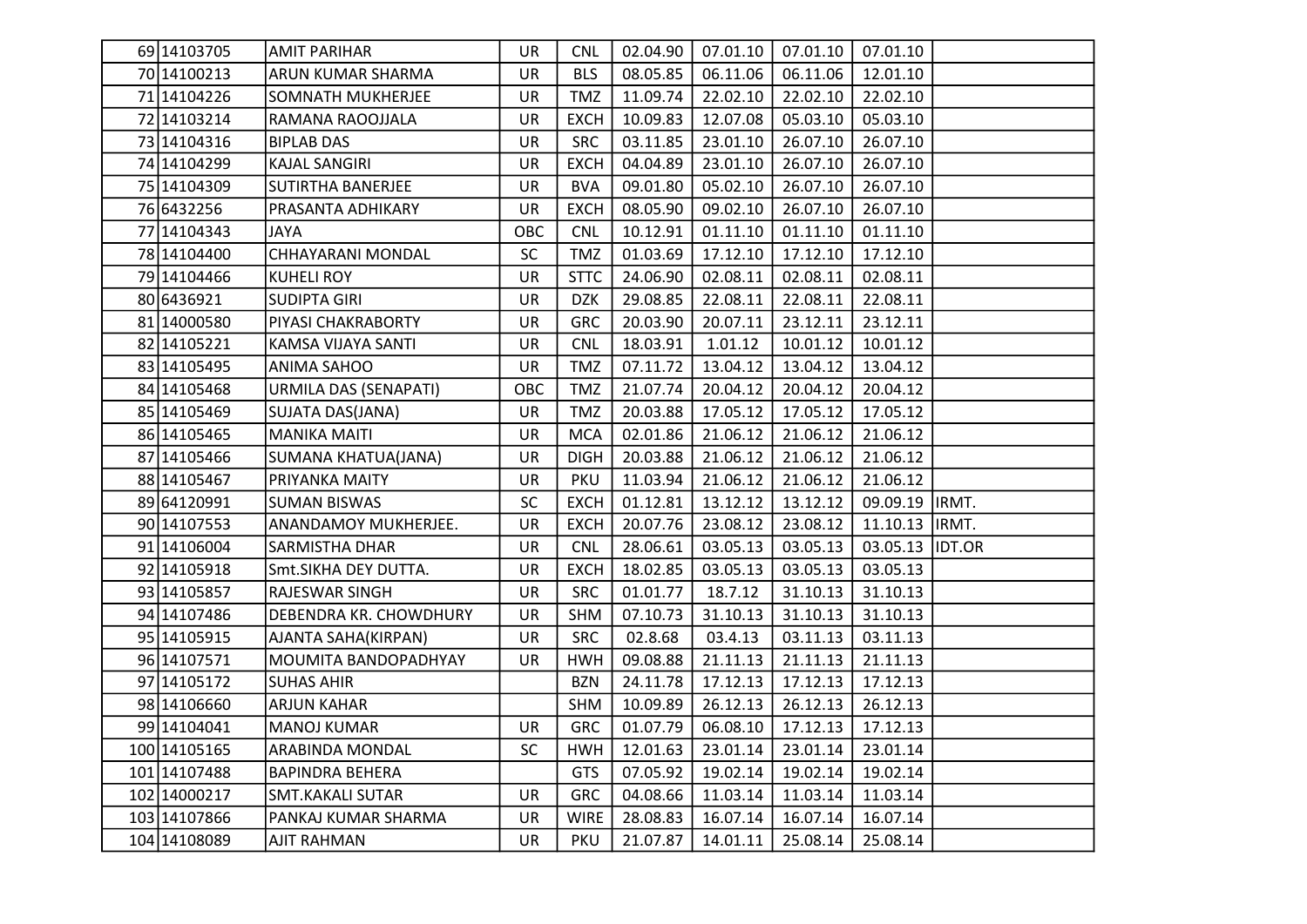| | | | | | | | | | |
|---|---|---|---|---|---|---|---|---|---|
| 69 | 14103705 | AMIT PARIHAR | UR | CNL | 02.04.90 | 07.01.10 | 07.01.10 | 07.01.10 | |
| 70 | 14100213 | ARUN KUMAR SHARMA | UR | BLS | 08.05.85 | 06.11.06 | 06.11.06 | 12.01.10 | |
| 71 | 14104226 | SOMNATH MUKHERJEE | UR | TMZ | 11.09.74 | 22.02.10 | 22.02.10 | 22.02.10 | |
| 72 | 14103214 | RAMANA RAOOJJALA | UR | EXCH | 10.09.83 | 12.07.08 | 05.03.10 | 05.03.10 | |
| 73 | 14104316 | BIPLAB DAS | UR | SRC | 03.11.85 | 23.01.10 | 26.07.10 | 26.07.10 | |
| 74 | 14104299 | KAJAL SANGIRI | UR | EXCH | 04.04.89 | 23.01.10 | 26.07.10 | 26.07.10 | |
| 75 | 14104309 | SUTIRTHA BANERJEE | UR | BVA | 09.01.80 | 05.02.10 | 26.07.10 | 26.07.10 | |
| 76 | 6432256 | PRASANTA ADHIKARY | UR | EXCH | 08.05.90 | 09.02.10 | 26.07.10 | 26.07.10 | |
| 77 | 14104343 | JAYA | OBC | CNL | 10.12.91 | 01.11.10 | 01.11.10 | 01.11.10 | |
| 78 | 14104400 | CHHAYARANI MONDAL | SC | TMZ | 01.03.69 | 17.12.10 | 17.12.10 | 17.12.10 | |
| 79 | 14104466 | KUHELI ROY | UR | STTC | 24.06.90 | 02.08.11 | 02.08.11 | 02.08.11 | |
| 80 | 6436921 | SUDIPTA GIRI | UR | DZK | 29.08.85 | 22.08.11 | 22.08.11 | 22.08.11 | |
| 81 | 14000580 | PIYASI CHAKRABORTY | UR | GRC | 20.03.90 | 20.07.11 | 23.12.11 | 23.12.11 | |
| 82 | 14105221 | KAMSA VIJAYA SANTI | UR | CNL | 18.03.91 | 1.01.12 | 10.01.12 | 10.01.12 | |
| 83 | 14105495 | ANIMA SAHOO | UR | TMZ | 07.11.72 | 13.04.12 | 13.04.12 | 13.04.12 | |
| 84 | 14105468 | URMILA DAS (SENAPATI) | OBC | TMZ | 21.07.74 | 20.04.12 | 20.04.12 | 20.04.12 | |
| 85 | 14105469 | SUJATA DAS(JANA) | UR | TMZ | 20.03.88 | 17.05.12 | 17.05.12 | 17.05.12 | |
| 86 | 14105465 | MANIKA MAITI | UR | MCA | 02.01.86 | 21.06.12 | 21.06.12 | 21.06.12 | |
| 87 | 14105466 | SUMANA KHATUA(JANA) | UR | DIGH | 20.03.88 | 21.06.12 | 21.06.12 | 21.06.12 | |
| 88 | 14105467 | PRIYANKA MAITY | UR | PKU | 11.03.94 | 21.06.12 | 21.06.12 | 21.06.12 | |
| 89 | 64120991 | SUMAN BISWAS | SC | EXCH | 01.12.81 | 13.12.12 | 13.12.12 | 09.09.19 | IRMT. |
| 90 | 14107553 | ANANDAMOY MUKHERJEE. | UR | EXCH | 20.07.76 | 23.08.12 | 23.08.12 | 11.10.13 | IRMT. |
| 91 | 14106004 | SARMISTHA DHAR | UR | CNL | 28.06.61 | 03.05.13 | 03.05.13 | 03.05.13 | IDT.OR |
| 92 | 14105918 | Smt.SIKHA DEY DUTTA. | UR | EXCH | 18.02.85 | 03.05.13 | 03.05.13 | 03.05.13 | |
| 93 | 14105857 | RAJESWAR SINGH | UR | SRC | 01.01.77 | 18.7.12 | 31.10.13 | 31.10.13 | |
| 94 | 14107486 | DEBENDRA KR. CHOWDHURY | UR | SHM | 07.10.73 | 31.10.13 | 31.10.13 | 31.10.13 | |
| 95 | 14105915 | AJANTA SAHA(KIRPAN) | UR | SRC | 02.8.68 | 03.4.13 | 03.11.13 | 03.11.13 | |
| 96 | 14107571 | MOUMITA BANDOPADHYAY | UR | HWH | 09.08.88 | 21.11.13 | 21.11.13 | 21.11.13 | |
| 97 | 14105172 | SUHAS AHIR | | BZN | 24.11.78 | 17.12.13 | 17.12.13 | 17.12.13 | |
| 98 | 14106660 | ARJUN KAHAR | | SHM | 10.09.89 | 26.12.13 | 26.12.13 | 26.12.13 | |
| 99 | 14104041 | MANOJ KUMAR | UR | GRC | 01.07.79 | 06.08.10 | 17.12.13 | 17.12.13 | |
| 100 | 14105165 | ARABINDA MONDAL | SC | HWH | 12.01.63 | 23.01.14 | 23.01.14 | 23.01.14 | |
| 101 | 14107488 | BAPINDRA BEHERA | | GTS | 07.05.92 | 19.02.14 | 19.02.14 | 19.02.14 | |
| 102 | 14000217 | SMT.KAKALI SUTAR | UR | GRC | 04.08.66 | 11.03.14 | 11.03.14 | 11.03.14 | |
| 103 | 14107866 | PANKAJ KUMAR SHARMA | UR | WIRE | 28.08.83 | 16.07.14 | 16.07.14 | 16.07.14 | |
| 104 | 14108089 | AJIT RAHMAN | UR | PKU | 21.07.87 | 14.01.11 | 25.08.14 | 25.08.14 | |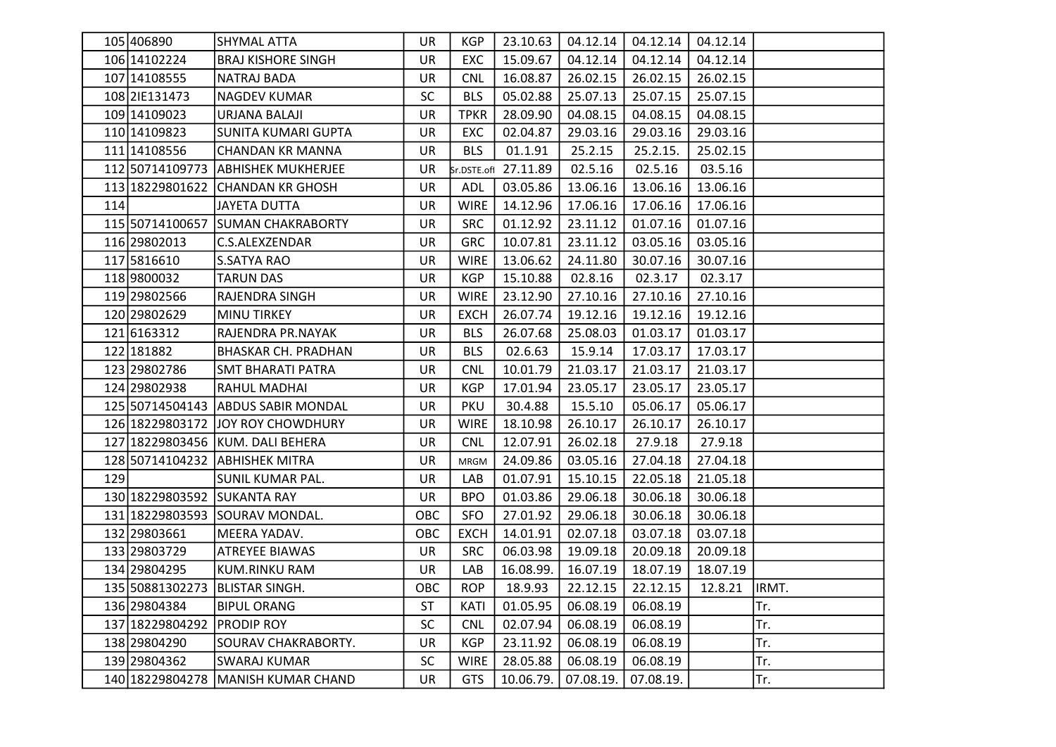| | | | | | | | | | |
|---|---|---|---|---|---|---|---|---|---|
| 105 | 406890 | SHYMAL ATTA | UR | KGP | 23.10.63 | 04.12.14 | 04.12.14 | 04.12.14 | |
| 106 | 14102224 | BRAJ KISHORE SINGH | UR | EXC | 15.09.67 | 04.12.14 | 04.12.14 | 04.12.14 | |
| 107 | 14108555 | NATRAJ BADA | UR | CNL | 16.08.87 | 26.02.15 | 26.02.15 | 26.02.15 | |
| 108 | 2IE131473 | NAGDEV KUMAR | SC | BLS | 05.02.88 | 25.07.13 | 25.07.15 | 25.07.15 | |
| 109 | 14109023 | URJANA BALAJI | UR | TPKR | 28.09.90 | 04.08.15 | 04.08.15 | 04.08.15 | |
| 110 | 14109823 | SUNITA KUMARI GUPTA | UR | EXC | 02.04.87 | 29.03.16 | 29.03.16 | 29.03.16 | |
| 111 | 14108556 | CHANDAN KR MANNA | UR | BLS | 01.1.91 | 25.2.15 | 25.2.15. | 25.02.15 | |
| 112 | 50714109773 | ABHISHEK MUKHERJEE | UR | Sr.DSTE.ofl | 27.11.89 | 02.5.16 | 02.5.16 | 03.5.16 | |
| 113 | 18229801622 | CHANDAN KR GHOSH | UR | ADL | 03.05.86 | 13.06.16 | 13.06.16 | 13.06.16 | |
| 114 | | JAYETA DUTTA | UR | WIRE | 14.12.96 | 17.06.16 | 17.06.16 | 17.06.16 | |
| 115 | 50714100657 | SUMAN CHAKRABORTY | UR | SRC | 01.12.92 | 23.11.12 | 01.07.16 | 01.07.16 | |
| 116 | 29802013 | C.S.ALEXZENDAR | UR | GRC | 10.07.81 | 23.11.12 | 03.05.16 | 03.05.16 | |
| 117 | 5816610 | S.SATYA RAO | UR | WIRE | 13.06.62 | 24.11.80 | 30.07.16 | 30.07.16 | |
| 118 | 9800032 | TARUN DAS | UR | KGP | 15.10.88 | 02.8.16 | 02.3.17 | 02.3.17 | |
| 119 | 29802566 | RAJENDRA SINGH | UR | WIRE | 23.12.90 | 27.10.16 | 27.10.16 | 27.10.16 | |
| 120 | 29802629 | MINU TIRKEY | UR | EXCH | 26.07.74 | 19.12.16 | 19.12.16 | 19.12.16 | |
| 121 | 6163312 | RAJENDRA PR.NAYAK | UR | BLS | 26.07.68 | 25.08.03 | 01.03.17 | 01.03.17 | |
| 122 | 181882 | BHASKAR CH. PRADHAN | UR | BLS | 02.6.63 | 15.9.14 | 17.03.17 | 17.03.17 | |
| 123 | 29802786 | SMT BHARATI PATRA | UR | CNL | 10.01.79 | 21.03.17 | 21.03.17 | 21.03.17 | |
| 124 | 29802938 | RAHUL MADHAI | UR | KGP | 17.01.94 | 23.05.17 | 23.05.17 | 23.05.17 | |
| 125 | 50714504143 | ABDUS SABIR MONDAL | UR | PKU | 30.4.88 | 15.5.10 | 05.06.17 | 05.06.17 | |
| 126 | 18229803172 | JOY ROY CHOWDHURY | UR | WIRE | 18.10.98 | 26.10.17 | 26.10.17 | 26.10.17 | |
| 127 | 18229803456 | KUM. DALI BEHERA | UR | CNL | 12.07.91 | 26.02.18 | 27.9.18 | 27.9.18 | |
| 128 | 50714104232 | ABHISHEK MITRA | UR | MRGM | 24.09.86 | 03.05.16 | 27.04.18 | 27.04.18 | |
| 129 | | SUNIL KUMAR PAL. | UR | LAB | 01.07.91 | 15.10.15 | 22.05.18 | 21.05.18 | |
| 130 | 18229803592 | SUKANTA RAY | UR | BPO | 01.03.86 | 29.06.18 | 30.06.18 | 30.06.18 | |
| 131 | 18229803593 | SOURAV MONDAL. | OBC | SFO | 27.01.92 | 29.06.18 | 30.06.18 | 30.06.18 | |
| 132 | 29803661 | MEERA YADAV. | OBC | EXCH | 14.01.91 | 02.07.18 | 03.07.18 | 03.07.18 | |
| 133 | 29803729 | ATREYEE BIAWAS | UR | SRC | 06.03.98 | 19.09.18 | 20.09.18 | 20.09.18 | |
| 134 | 29804295 | KUM.RINKU RAM | UR | LAB | 16.08.99. | 16.07.19 | 18.07.19 | 18.07.19 | |
| 135 | 50881302273 | BLISTAR SINGH. | OBC | ROP | 18.9.93 | 22.12.15 | 22.12.15 | 12.8.21 | IRMT. |
| 136 | 29804384 | BIPUL ORANG | ST | KATI | 01.05.95 | 06.08.19 | 06.08.19 | | Tr. |
| 137 | 18229804292 | PRODIP ROY | SC | CNL | 02.07.94 | 06.08.19 | 06.08.19 | | Tr. |
| 138 | 29804290 | SOURAV CHAKRABORTY. | UR | KGP | 23.11.92 | 06.08.19 | 06.08.19 | | Tr. |
| 139 | 29804362 | SWARAJ KUMAR | SC | WIRE | 28.05.88 | 06.08.19 | 06.08.19 | | Tr. |
| 140 | 18229804278 | MANISH KUMAR CHAND | UR | GTS | 10.06.79. | 07.08.19. | 07.08.19. | | Tr. |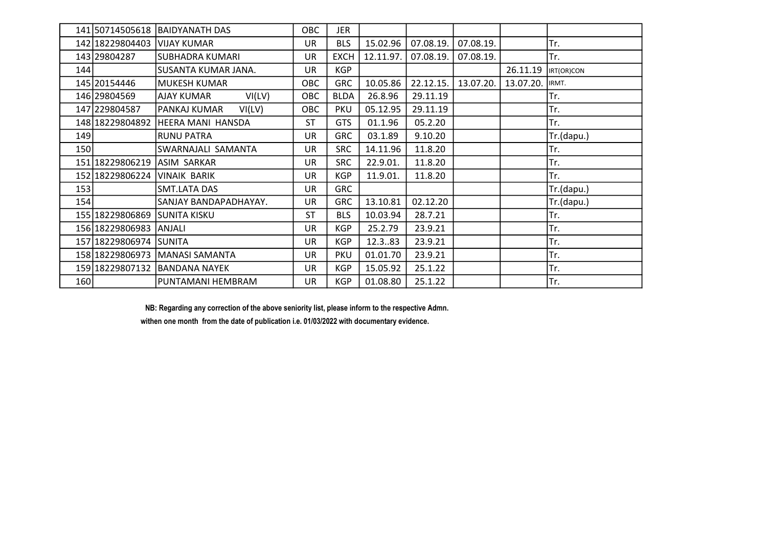| | | | | | | | | | |
|---|---|---|---|---|---|---|---|---|---|
| 141 | 50714505618 | BAIDYANATH DAS | OBC | JER | | | | | |
| 142 | 18229804403 | VIJAY KUMAR | UR | BLS | 15.02.96 | 07.08.19. | 07.08.19. | | Tr. |
| 143 | 29804287 | SUBHADRA KUMARI | UR | EXCH | 12.11.97. | 07.08.19. | 07.08.19. | | Tr. |
| 144 | | SUSANTA KUMAR JANA. | UR | KGP | | | | 26.11.19 | IRT(OR)CON |
| 145 | 20154446 | MUKESH KUMAR | OBC | GRC | 10.05.86 | 22.12.15. | 13.07.20. | 13.07.20. | IRMT. |
| 146 | 29804569 | AJAY KUMAR VI(LV) | OBC | BLDA | 26.8.96 | 29.11.19 | | | Tr. |
| 147 | 229804587 | PANKAJ KUMAR VI(LV) | OBC | PKU | 05.12.95 | 29.11.19 | | | Tr. |
| 148 | 18229804892 | HEERA MANI HANSDA | ST | GTS | 01.1.96 | 05.2.20 | | | Tr. |
| 149 | | RUNU PATRA | UR | GRC | 03.1.89 | 9.10.20 | | | Tr.(dapu.) |
| 150 | | SWARNAJALI SAMANTA | UR | SRC | 14.11.96 | 11.8.20 | | | Tr. |
| 151 | 18229806219 | ASIM SARKAR | UR | SRC | 22.9.01. | 11.8.20 | | | Tr. |
| 152 | 18229806224 | VINAIK BARIK | UR | KGP | 11.9.01. | 11.8.20 | | | Tr. |
| 153 | | SMT.LATA DAS | UR | GRC | | | | | Tr.(dapu.) |
| 154 | | SANJAY BANDAPADHAYAY. | UR | GRC | 13.10.81 | 02.12.20 | | | Tr.(dapu.) |
| 155 | 18229806869 | SUNITA KISKU | ST | BLS | 10.03.94 | 28.7.21 | | | Tr. |
| 156 | 18229806983 | ANJALI | UR | KGP | 25.2.79 | 23.9.21 | | | Tr. |
| 157 | 18229806974 | SUNITA | UR | KGP | 12.3..83 | 23.9.21 | | | Tr. |
| 158 | 18229806973 | MANASI SAMANTA | UR | PKU | 01.01.70 | 23.9.21 | | | Tr. |
| 159 | 18229807132 | BANDANA NAYEK | UR | KGP | 15.05.92 | 25.1.22 | | | Tr. |
| 160 | | PUNTAMANI HEMBRAM | UR | KGP | 01.08.80 | 25.1.22 | | | Tr. |

**NB: Regarding any correction of the above seniority list, please inform to the respective Admn. withen one month from the date of publication i.e. 01/03/2022 with documentary evidence.**